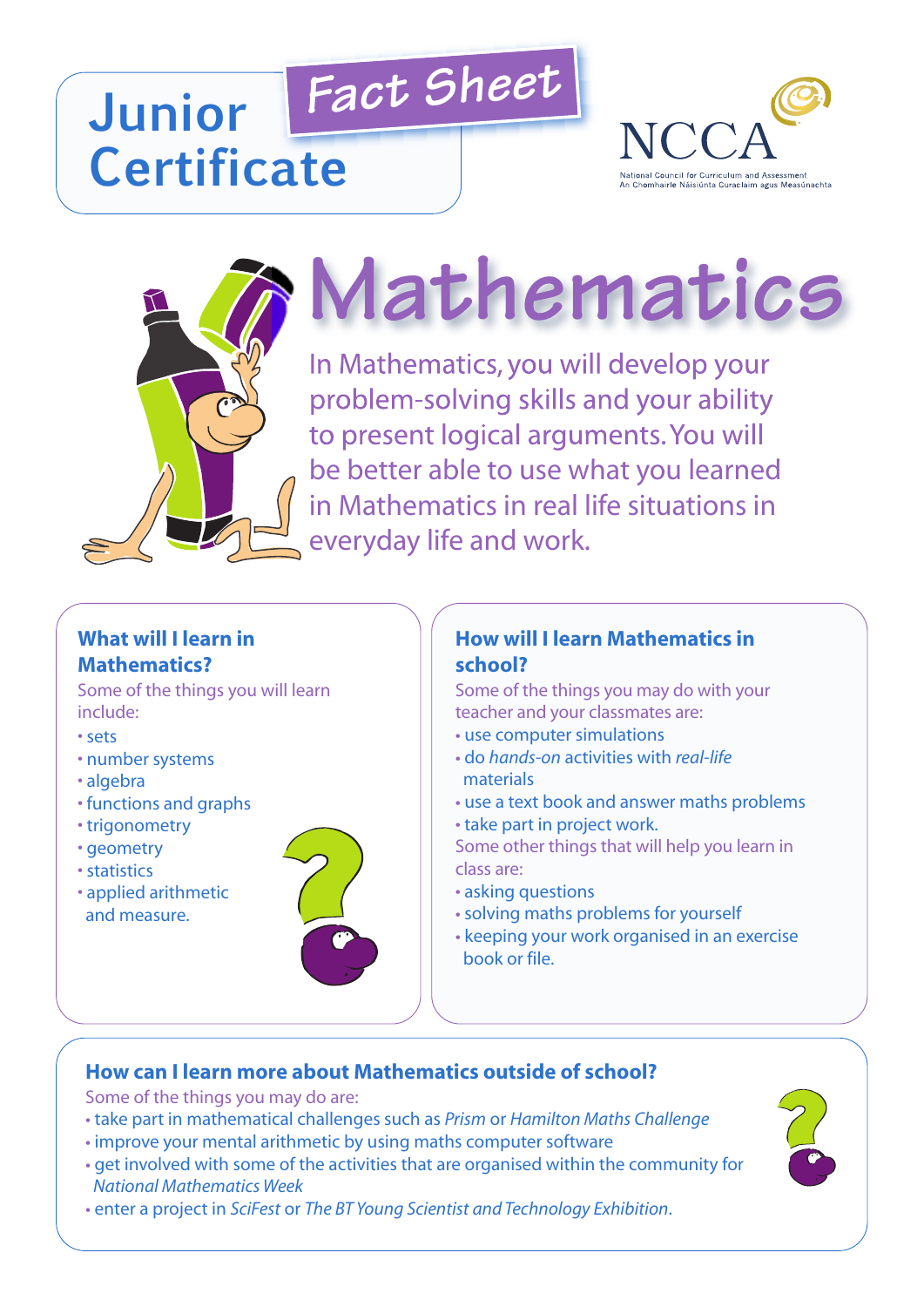# Junior Certificate

## Fact Sheet

NCCA

National Council for Curriculum and Assessment
An Chomhairle Náisiúnta Curaclaim agus Measúnachta

# Mathematics

In Mathematics, you will develop your problem-solving skills and your ability to present logical arguments. You will be better able to use what you learned in Mathematics in real life situations in everyday life and work.

### What will I learn in Mathematics?

Some of the things you will learn include:

- sets
- number systems
- algebra
- functions and graphs
- trigonometry
- geometry
- statistics
- applied arithmetic and measure.

### How will I learn Mathematics in school?

Some of the things you may do with your teacher and your classmates are:

- use computer simulations
- do *hands-on* activities with *real-life* materials
- use a text book and answer maths problems
- take part in project work.

Some other things that will help you learn in class are:

- asking questions
- solving maths problems for yourself
- keeping your work organised in an exercise book or file.

### How can I learn more about Mathematics outside of school?

Some of the things you may do are:

- take part in mathematical challenges such as *Prism* or *Hamilton Maths Challenge*
- improve your mental arithmetic by using maths computer software
- get involved with some of the activities that are organised within the community for *National Mathematics Week*
- enter a project in *SciFest* or *The BT Young Scientist and Technology Exhibition*.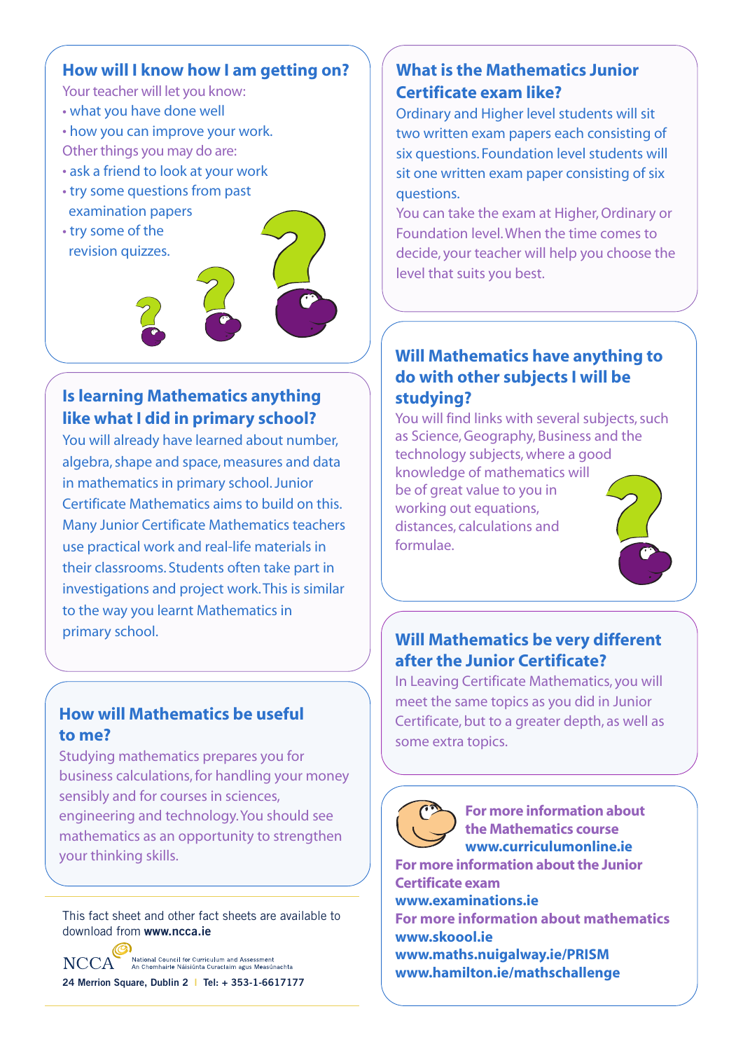## How will I know how I am getting on?

Your teacher will let you know:

- what you have done well
- how you can improve your work.

Other things you may do are:

- ask a friend to look at your work
- try some questions from past examination papers
- try some of the revision quizzes.

## Is learning Mathematics anything like what I did in primary school?

You will already have learned about number, algebra, shape and space, measures and data in mathematics in primary school. Junior Certificate Mathematics aims to build on this. Many Junior Certificate Mathematics teachers use practical work and real-life materials in their classrooms. Students often take part in investigations and project work. This is similar to the way you learnt Mathematics in primary school.

## How will Mathematics be useful to me?

Studying mathematics prepares you for business calculations, for handling your money sensibly and for courses in sciences, engineering and technology. You should see mathematics as an opportunity to strengthen your thinking skills.

This fact sheet and other fact sheets are available to download from **www.ncca.ie**

NCCA National Council for Curriculum and Assessment
An Chomhairle Náisiúnta Curaclaim agus Measúnachta

**24 Merrion Square, Dublin 2 | Tel: + 353-1-6617177**

## What is the Mathematics Junior Certificate exam like?

Ordinary and Higher level students will sit two written exam papers each consisting of six questions. Foundation level students will sit one written exam paper consisting of six questions.

You can take the exam at Higher, Ordinary or Foundation level. When the time comes to decide, your teacher will help you choose the level that suits you best.

## Will Mathematics have anything to do with other subjects I will be studying?

You will find links with several subjects, such as Science, Geography, Business and the technology subjects, where a good knowledge of mathematics will be of great value to you in working out equations, distances, calculations and formulae.

## Will Mathematics be very different after the Junior Certificate?

In Leaving Certificate Mathematics, you will meet the same topics as you did in Junior Certificate, but to a greater depth, as well as some extra topics.

**For more information about the Mathematics course**
**www.curriculumonline.ie**

**For more information about the Junior Certificate exam**
**www.examinations.ie**

**For more information about mathematics**
**www.skoool.ie**
**www.maths.nuigalway.ie/PRISM**
**www.hamilton.ie/mathschallenge**